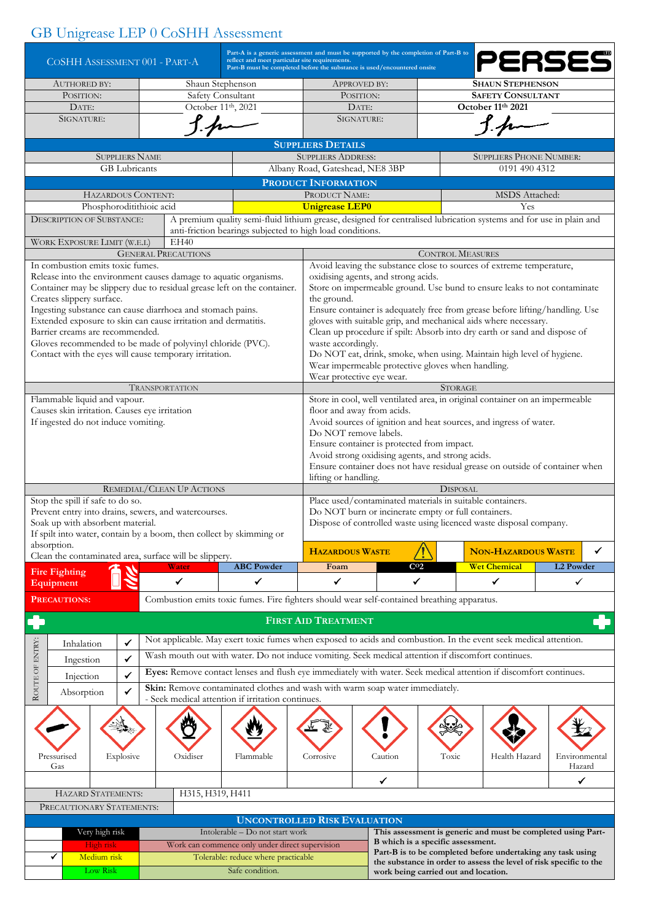# GB Unigrease LEP 0 CoSHH Assessment

| CoSHH Assessment 001 - Part-A | Part-A is a generic assessment and must be supported by the completion of Part-B to reflect and meet particular site requirements. Part-B must be completed before the substance is used/encountered onsite | PERSES LTD | |
|---|---|---|---|
| Authored by: | Shaun Stephenson | Approved by: | **Shaun Stephenson** |
| Position: | Safety Consultant | Position: | **Safety Consultant** |
| Date: | October 11th, 2021 | Date: | **October 11th 2021** |
| Signature: | S. [signature] | Signature: | S. [signature] |

## Suppliers Details

| Suppliers Name | Suppliers Address: | Suppliers Phone Number: |
|---|---|---|
| GB Lubricants | Albany Road, Gateshead, NE8 3BP | 0191 490 4312 |

## Product Information

| Hazardous Content: | Product Name: | MSDS Attached: |
|---|---|---|
| Phosphorodithioic acid | **Unigrease LEP0** | Yes |

| | |
|---|---|
| Description of Substance: | A premium quality semi-fluid lithium grease, designed for centralised lubrication systems and for use in plain and anti-friction bearings subjected to high load conditions. |
| Work Exposure Limit (W.E.L) | EH40 |

| General Precautions | Control Measures |
|---|---|
| In combustion emits toxic fumes.<br>Release into the environment causes damage to aquatic organisms.<br>Container may be slippery due to residual grease left on the container.<br>Creates slippery surface.<br>Ingesting substance can cause diarrhoea and stomach pains.<br>Extended exposure to skin can cause irritation and dermatitis.<br>Barrier creams are recommended.<br>Gloves recommended to be made of polyvinyl chloride (PVC).<br>Contact with the eyes will cause temporary irritation. | Avoid leaving the substance close to sources of extreme temperature, oxidising agents, and strong acids.<br>Store on impermeable ground. Use bund to ensure leaks to not contaminate the ground.<br>Ensure container is adequately free from grease before lifting/handling. Use gloves with suitable grip, and mechanical aids where necessary.<br>Clean up procedure if spilt: Absorb into dry earth or sand and dispose of waste accordingly.<br>Do NOT eat, drink, smoke, when using. Maintain high level of hygiene.<br>Wear impermeable protective gloves when handling.<br>Wear protective eye wear. |

| Transportation | Storage |
|---|---|
| Flammable liquid and vapour.<br>Causes skin irritation. Causes eye irritation<br>If ingested do not induce vomiting. | Store in cool, well ventilated area, in original container on an impermeable floor and away from acids.<br>Avoid sources of ignition and heat sources, and ingress of water.<br>Do NOT remove labels.<br>Ensure container is protected from impact.<br>Avoid strong oxidising agents, and strong acids.<br>Ensure container does not have residual grease on outside of container when lifting or handling. |

| Remedial/Clean Up Actions | Disposal |
|---|---|
| Stop the spill if safe to do so.<br>Prevent entry into drains, sewers, and watercourses.<br>Soak up with absorbent material.<br>If spilt into water, contain by a boom, then collect by skimming or absorption.<br>Clean the contaminated area, surface will be slippery. | Place used/contaminated materials in suitable containers.<br>Do NOT burn or incinerate empty or full containers.<br>Dispose of controlled waste using licenced waste disposal company.<br><br>**Hazardous Waste** ☐ &nbsp;&nbsp; **Non-Hazardous Waste** ✓ |

| Fire Fighting Equipment | Water | ABC Powder | Foam | $CO_2$ | Wet Chemical | L2 Powder |
|---|---|---|---|---|---|---|
| | ✓ | ✓ | ✓ | ✓ | ✓ | ✓ |
| **Precautions:** | Combustion emits toxic fumes. Fire fighters should wear self-contained breathing apparatus. | | | | | |

## First Aid Treatment

| Route of Entry: | | |
|---|---|---|
| Inhalation | ✓ | Not applicable. May exert toxic fumes when exposed to acids and combustion. In the event seek medical attention. |
| Ingestion | ✓ | Wash mouth out with water. Do not induce vomiting. Seek medical attention if discomfort continues. |
| Injection | ✓ | **Eyes:** Remove contact lenses and flush eye immediately with water. Seek medical attention if discomfort continues. |
| Absorption | ✓ | **Skin:** Remove contaminated clothes and wash with warm soap water immediately.<br>- Seek medical attention if irritation continues. |

| Pressurised Gas | Explosive | Oxidiser | Flammable | Corrosive | Caution | Toxic | Health Hazard | Environmental Hazard |
|---|---|---|---|---|---|---|---|---|
| | | | | | ✓ | | | ✓ |

| | |
|---|---|
| Hazard Statements: | H315, H319, H411 |
| Precautionary Statements: | |

## Uncontrolled Risk Evaluation

| | | | |
|---|---|---|---|
| | Very high risk | Intolerable – Do not start work | **This assessment is generic and must be completed using Part-B which is a specific assessment.** |
| | High risk | Work can commence only under direct supervision | **Part-B is to be completed before undertaking any task using the substance in order to assess the level of risk specific to the work being carried out and location.** |
| ✓ | Medium risk | Tolerable: reduce where practicable | |
| | Low Risk | Safe condition. | |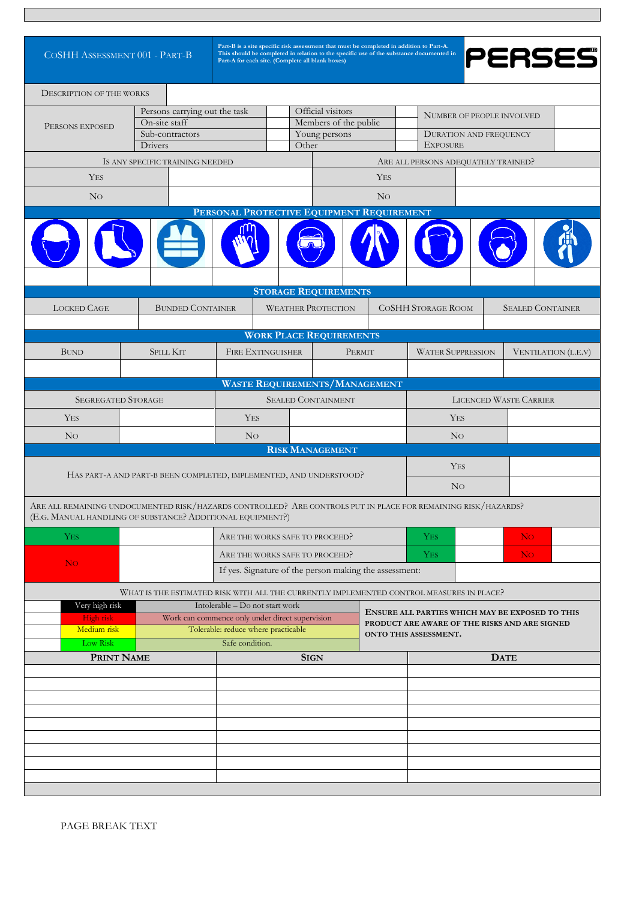# CoSHH Assessment 001 - Part-B

**Part-B is a site specific risk assessment that must be completed in addition to Part-A. This should be completed in relation to the specific use of the substance documented in Part-A for each site. (Complete all blank boxes)**

PERSES LTD

| Description of the works | |
|---|---|

| Persons exposed | | | | | | |
|---|---|---|---|---|---|---|
| Persons exposed | Persons carrying out the task | | Official visitors | | Number of people involved | |
| | On-site staff | | Members of the public | | | |
| | Sub-contractors | | Young persons | | Duration and frequency exposure | |
| | Drivers | | Other | | | |

| Is any specific training needed | | Are all persons adequately trained? | |
|---|---|---|---|
| Yes | | Yes | |
| No | | No | |

## Personal Protective Equipment Requirement

| | | | | | | | | |
|---|---|---|---|---|---|---|---|---|
| | | | | | | | | |

## Storage Requirements

| Locked Cage | Bunded Container | Weather Protection | CoSHH Storage Room | Sealed Container |
|---|---|---|---|---|
| | | | | |

## Work Place Requirements

| Bund | Spill Kit | Fire Extinguisher | Permit | Water Suppression | Ventilation (L.E.V) |
|---|---|---|---|---|---|
| | | | | | |

## Waste Requirements/Management

| Segregated Storage | | Sealed Containment | | Licenced Waste Carrier | |
|---|---|---|---|---|---|
| Yes | | Yes | | Yes | |
| No | | No | | No | |

## Risk Management

| Has Part-A and Part-B been completed, implemented, and understood? | | |
|---|---|---|
| | Yes | |
| | No | |

Are all remaining undocumented risk/hazards controlled? Are controls put in place for remaining risk/hazards? (E.g. Manual handling of substance? Additional equipment?)

| | | | | | | |
|---|---|---|---|---|---|---|
| Yes | | Are the works safe to proceed? | Yes | | No | |
| No | | Are the works safe to proceed? | Yes | | No | |
| | | If yes. Signature of the person making the assessment: | | | | |

What is the estimated risk with all the currently implemented control measures in place?

| | | | |
|---|---|---|---|
| | Very high risk | Intolerable – Do not start work | **Ensure all parties which may be exposed to this product are aware of the risks and are signed onto this assessment.** |
| | High risk | Work can commence only under direct supervision | |
| | Medium risk | Tolerable: reduce where practicable | |
| | Low Risk | Safe condition. | |

| Print Name | Sign | Date |
|---|---|---|
| | | |
| | | |
| | | |
| | | |
| | | |
| | | |
| | | |
| | | |
| | | |

PAGE BREAK TEXT